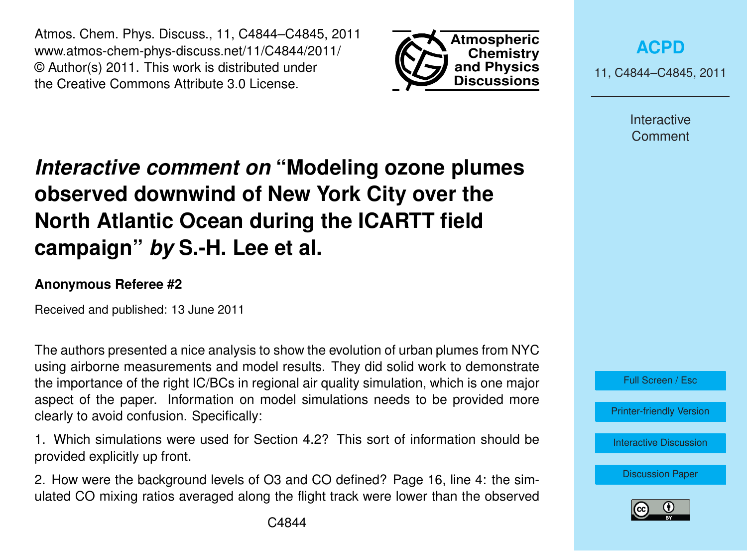# *Interactive comment on* "Modeling ozone plumes observed downwind of New York City over the North Atlantic Ocean during the ICARTT field campaign" *by* S.-H. Lee et al.

**Anonymous Referee #2**

Received and published: 13 June 2011

The authors presented a nice analysis to show the evolution of urban plumes from NYC using airborne measurements and model results. They did solid work to demonstrate the importance of the right IC/BCs in regional air quality simulation, which is one major aspect of the paper. Information on model simulations needs to be provided more clearly to avoid confusion. Specifically:

1. Which simulations were used for Section 4.2? This sort of information should be provided explicitly up front.

2. How were the background levels of O3 and CO defined? Page 16, line 4: the simulated CO mixing ratios averaged along the flight track were lower than the observed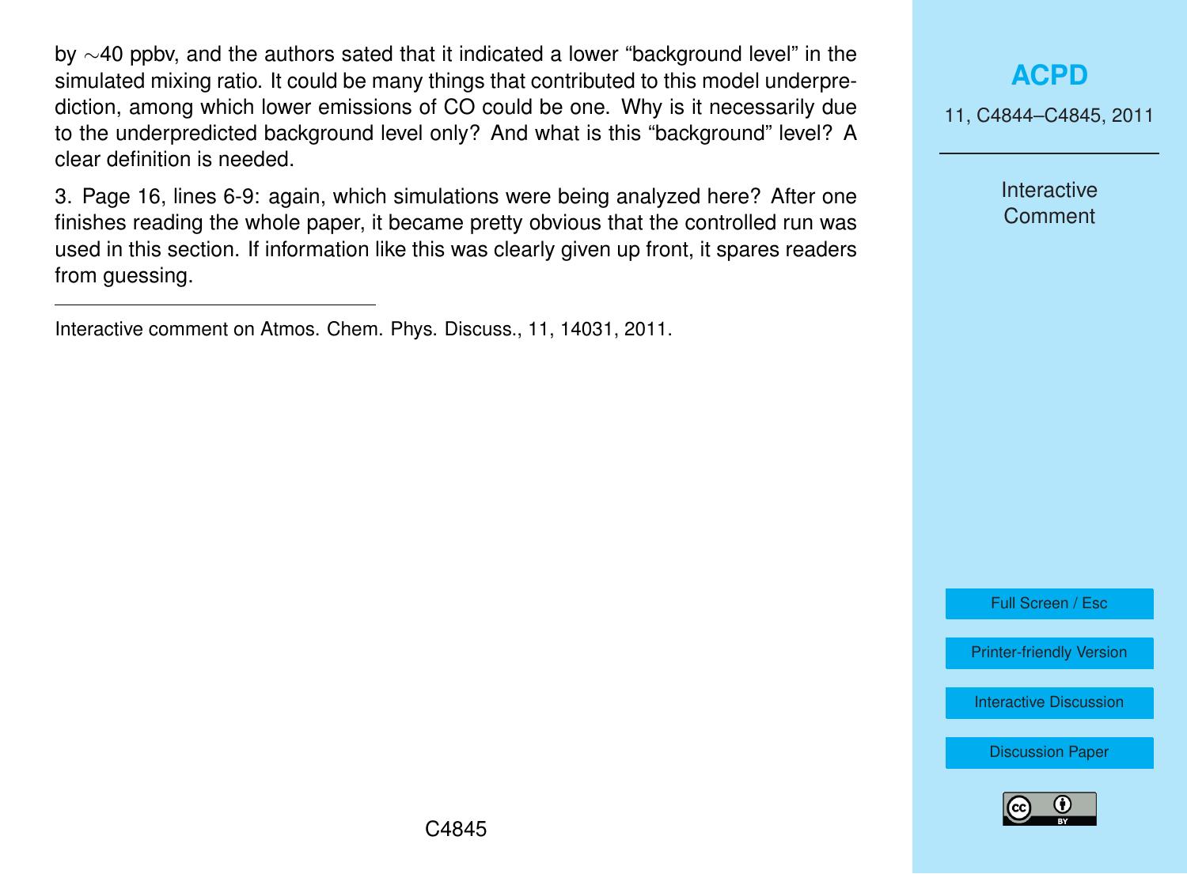by ∼40 ppbv, and the authors sated that it indicated a lower "background level" in the simulated mixing ratio. It could be many things that contributed to this model underprediction, among which lower emissions of CO could be one. Why is it necessarily due to the underpredicted background level only? And what is this "background" level? A clear definition is needed.

3. Page 16, lines 6-9: again, which simulations were being analyzed here? After one finishes reading the whole paper, it became pretty obvious that the controlled run was used in this section. If information like this was clearly given up front, it spares readers from guessing.

---

Interactive comment on Atmos. Chem. Phys. Discuss., 11, 14031, 2011.